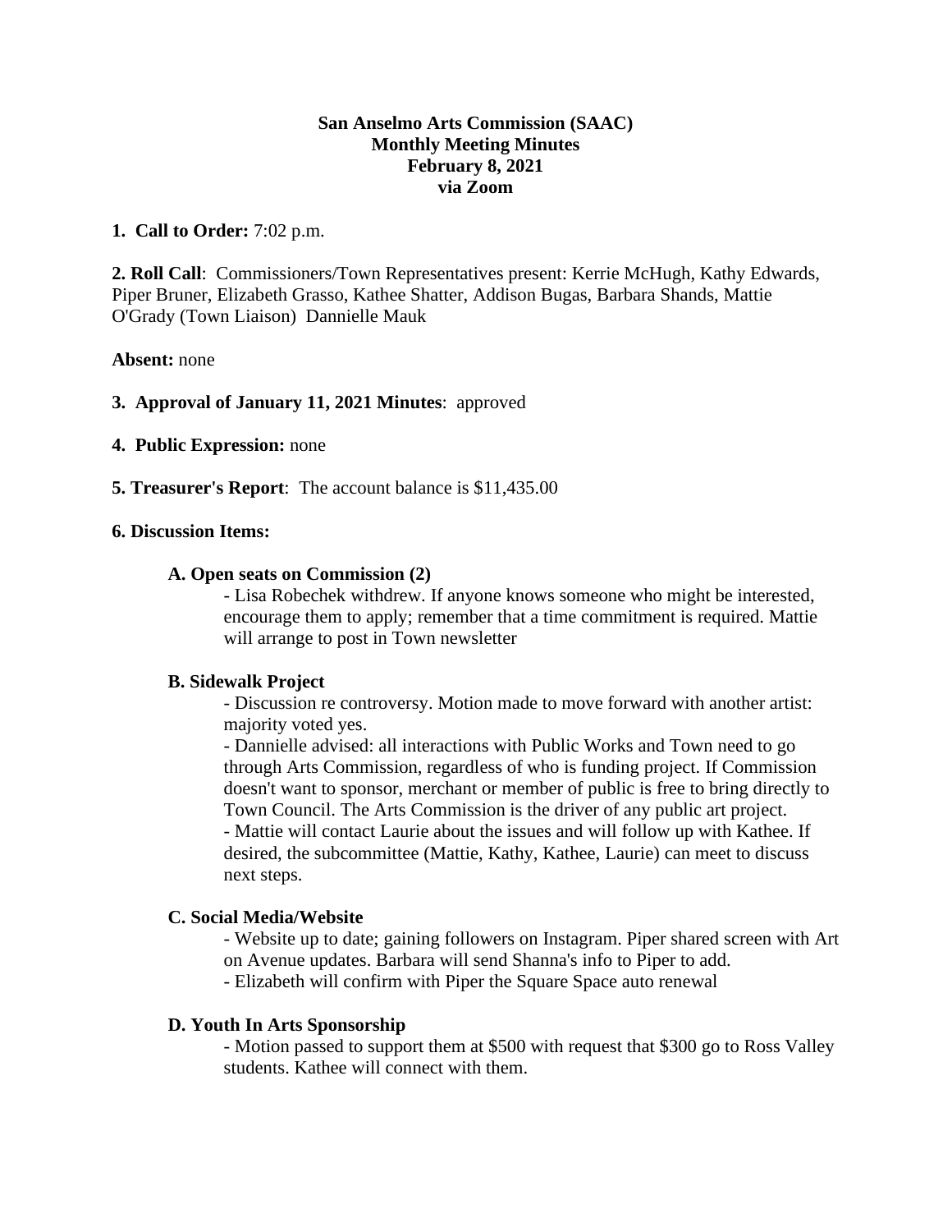**San Anselmo Arts Commission (SAAC)**
**Monthly Meeting Minutes**
**February 8, 2021**
**via Zoom**

**1. Call to Order:** 7:02 p.m.

**2. Roll Call**: Commissioners/Town Representatives present: Kerrie McHugh, Kathy Edwards, Piper Bruner, Elizabeth Grasso, Kathee Shatter, Addison Bugas, Barbara Shands, Mattie O'Grady (Town Liaison) Dannielle Mauk

**Absent:** none

**3. Approval of January 11, 2021 Minutes**: approved

**4. Public Expression:** none

**5. Treasurer's Report**: The account balance is $11,435.00

**6. Discussion Items:**

**A. Open seats on Commission (2)**

- Lisa Robechek withdrew. If anyone knows someone who might be interested, encourage them to apply; remember that a time commitment is required. Mattie will arrange to post in Town newsletter

**B. Sidewalk Project**

- Discussion re controversy. Motion made to move forward with another artist: majority voted yes.
- Dannielle advised: all interactions with Public Works and Town need to go through Arts Commission, regardless of who is funding project. If Commission doesn't want to sponsor, merchant or member of public is free to bring directly to Town Council. The Arts Commission is the driver of any public art project.
- Mattie will contact Laurie about the issues and will follow up with Kathee. If desired, the subcommittee (Mattie, Kathy, Kathee, Laurie) can meet to discuss next steps.

**C. Social Media/Website**

- Website up to date; gaining followers on Instagram. Piper shared screen with Art on Avenue updates. Barbara will send Shanna's info to Piper to add.
- Elizabeth will confirm with Piper the Square Space auto renewal

**D. Youth In Arts Sponsorship**

- Motion passed to support them at $500 with request that $300 go to Ross Valley students. Kathee will connect with them.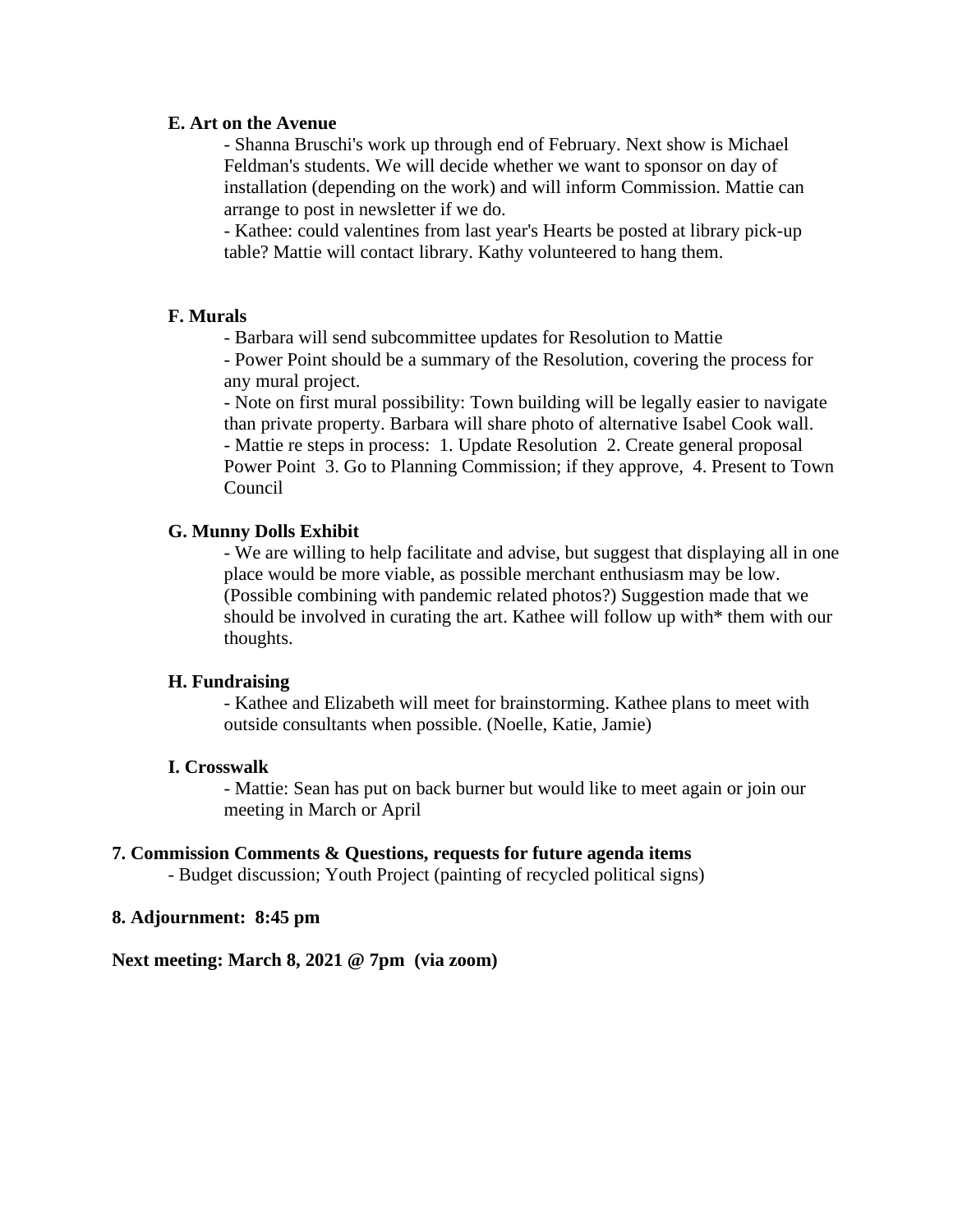**E. Art on the Avenue**

- Shanna Bruschi's work up through end of February. Next show is Michael Feldman's students. We will decide whether we want to sponsor on day of installation (depending on the work) and will inform Commission. Mattie can arrange to post in newsletter if we do.
- Kathee: could valentines from last year's Hearts be posted at library pick-up table? Mattie will contact library. Kathy volunteered to hang them.

**F. Murals**

- Barbara will send subcommittee updates for Resolution to Mattie
- Power Point should be a summary of the Resolution, covering the process for any mural project.
- Note on first mural possibility: Town building will be legally easier to navigate than private property. Barbara will share photo of alternative Isabel Cook wall.
- Mattie re steps in process: 1. Update Resolution 2. Create general proposal Power Point 3. Go to Planning Commission; if they approve, 4. Present to Town Council

**G. Munny Dolls Exhibit**

- We are willing to help facilitate and advise, but suggest that displaying all in one place would be more viable, as possible merchant enthusiasm may be low. (Possible combining with pandemic related photos?) Suggestion made that we should be involved in curating the art. Kathee will follow up with* them with our thoughts.

**H. Fundraising**

- Kathee and Elizabeth will meet for brainstorming. Kathee plans to meet with outside consultants when possible. (Noelle, Katie, Jamie)

**I. Crosswalk**

- Mattie: Sean has put on back burner but would like to meet again or join our meeting in March or April

**7. Commission Comments & Questions, requests for future agenda items**

- Budget discussion; Youth Project (painting of recycled political signs)

**8. Adjournment: 8:45 pm**

**Next meeting: March 8, 2021 @ 7pm (via zoom)**